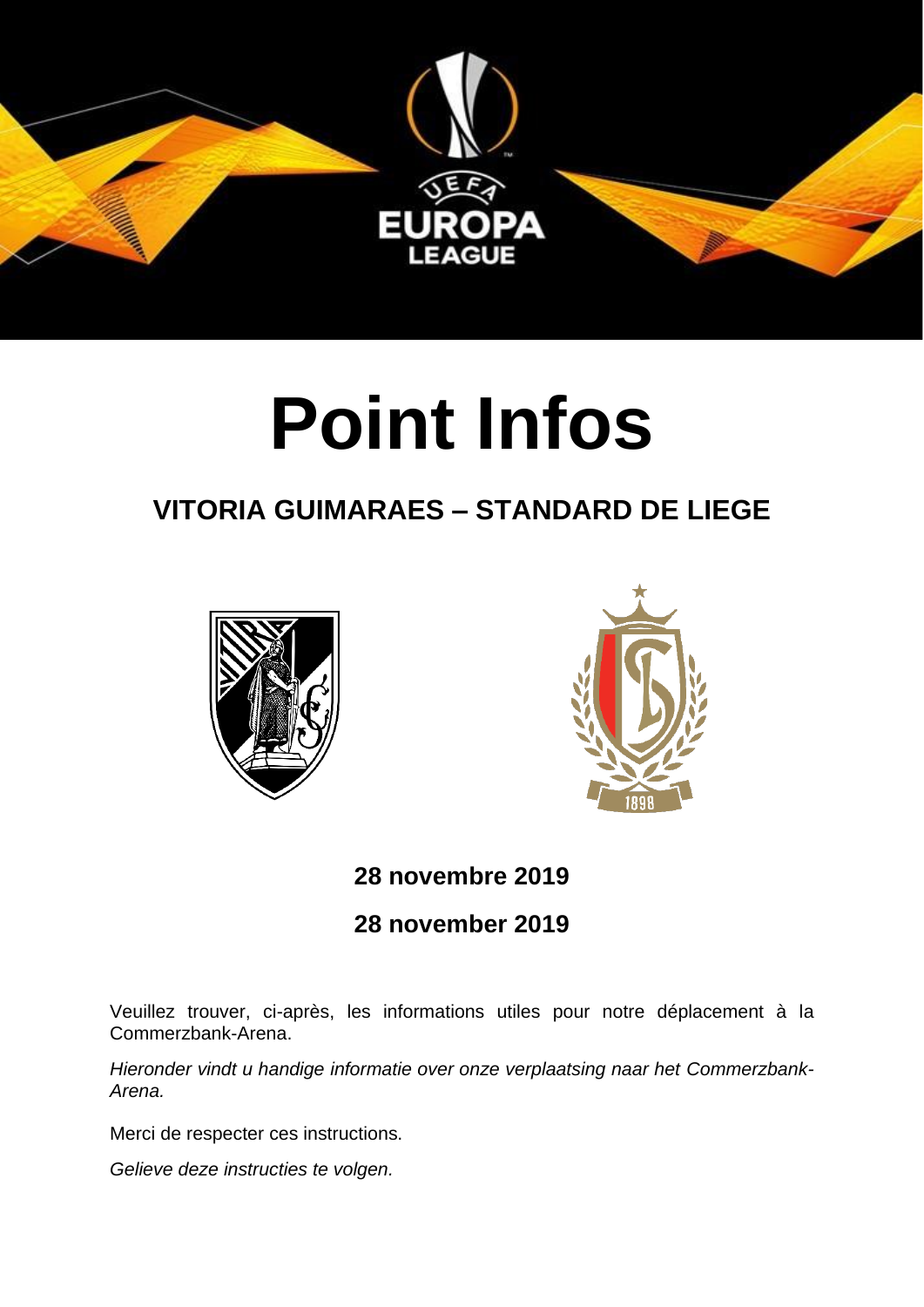# Point Infos

## VITORIA GUIMARAES – STANDARD DE LIEGE

**28 novembre 2019**

**28 november 2019**

Veuillez trouver, ci-après, les informations utiles pour notre déplacement à la Commerzbank-Arena.

*Hieronder vindt u handige informatie over onze verplaatsing naar het Commerzbank-Arena.*

Merci de respecter ces instructions.

*Gelieve deze instructies te volgen.*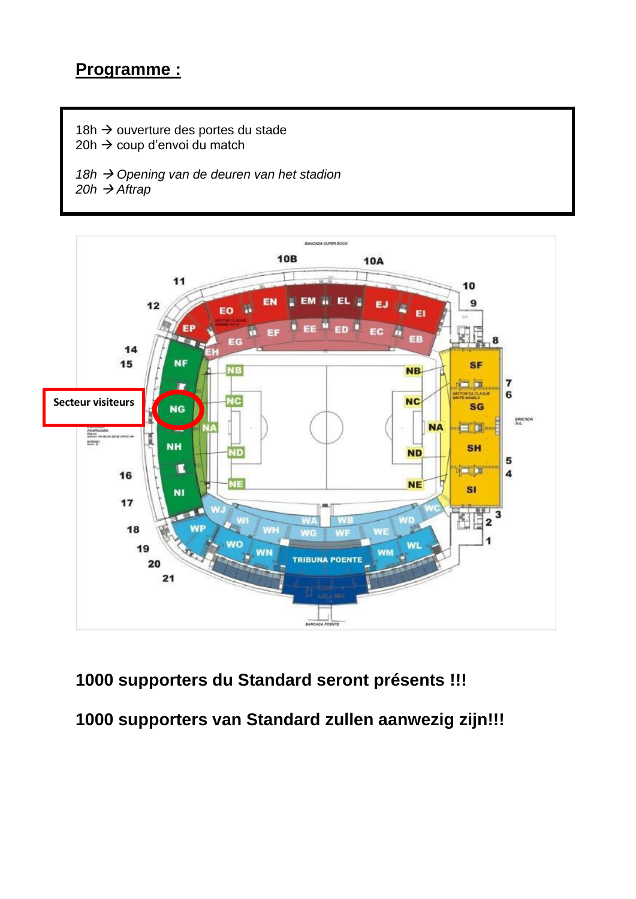## Programme :

18h → ouverture des portes du stade
20h → coup d'envoi du match

*18h → Opening van de deuren van het stadion*
*20h → Aftrap*

Secteur visiteurs

**1000 supporters du Standard seront présents !!!**

**1000 supporters van Standard zullen aanwezig zijn!!!**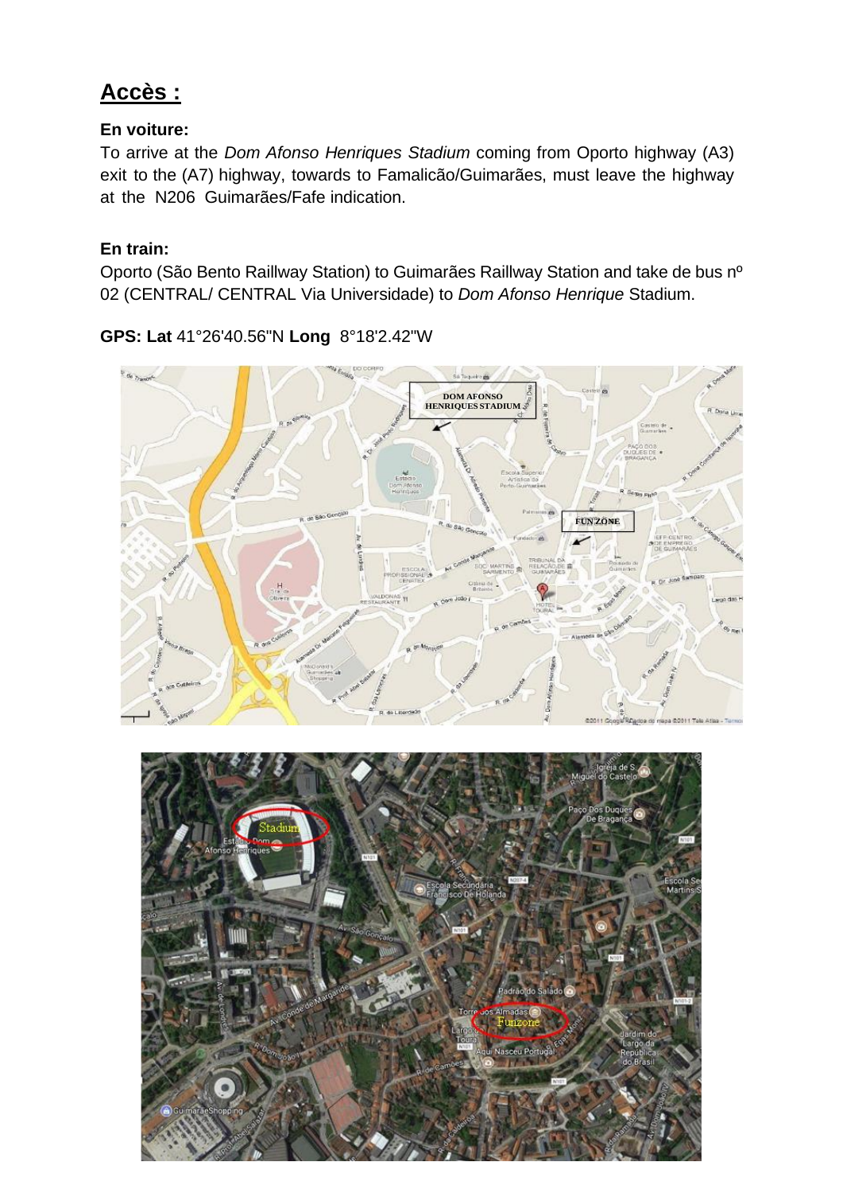# Accès :

**En voiture:**

To arrive at the *Dom Afonso Henriques Stadium* coming from Oporto highway (A3) exit to the (A7) highway, towards to Famalicão/Guimarães, must leave the highway at the N206 Guimarães/Fafe indication.

**En train:**

Oporto (São Bento Raillway Station) to Guimarães Raillway Station and take de bus nº 02 (CENTRAL/ CENTRAL Via Universidade) to *Dom Afonso Henrique* Stadium.

**GPS: Lat** 41°26'40.56"N **Long** 8°18'2.42"W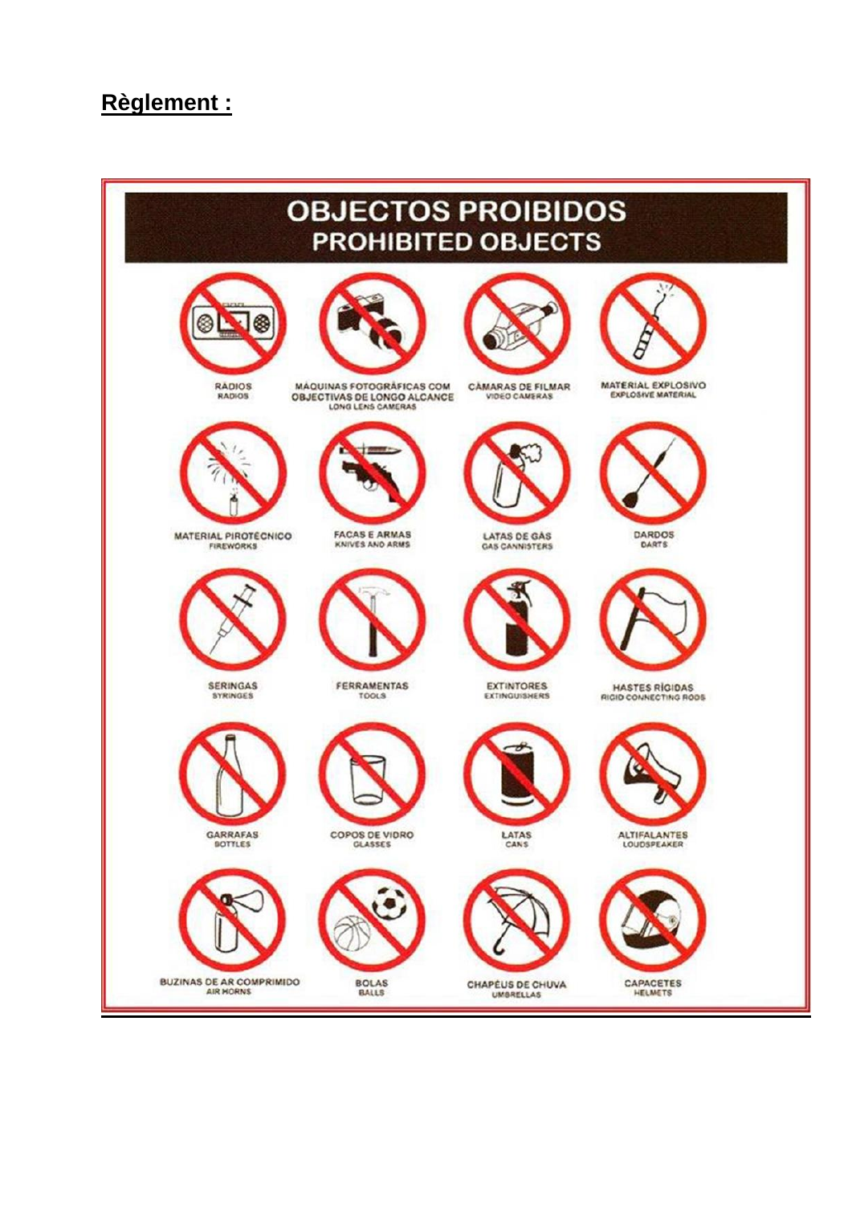## **Règlement :**

# OBJECTOS PROIBIDOS
## PROHIBITED OBJECTS

| | | | |
|---|---|---|---|
| RADIOS<br>RADIOS | MÁQUINAS FOTOGRÁFICAS COM OBJECTIVAS DE LONGO ALCANCE<br>LONG LENS CAMERAS | CÂMARAS DE FILMAR<br>VIDEO CAMERAS | MATERIAL EXPLOSIVO<br>EXPLOSIVE MATERIAL |
| MATERIAL PIROTÉCNICO<br>FIREWORKS | FACAS E ARMAS<br>KNIVES AND ARMS | LATAS DE GÁS<br>GAS CANNISTERS | DARDOS<br>DARTS |
| SERINGAS<br>SYRINGES | FERRAMENTAS<br>TOOLS | EXTINTORES<br>EXTINGUISHERS | HASTES RÍGIDAS<br>RIGID CONNECTING RODS |
| GARRAFAS<br>BOTTLES | COPOS DE VIDRO<br>GLASSES | LATAS<br>CANS | ALTIFALANTES<br>LOUDSPEAKER |
| BUZINAS DE AR COMPRIMIDO<br>AIR HORNS | BOLAS<br>BALLS | CHAPÉUS DE CHUVA<br>UMBRELLAS | CAPACETES<br>HELMETS |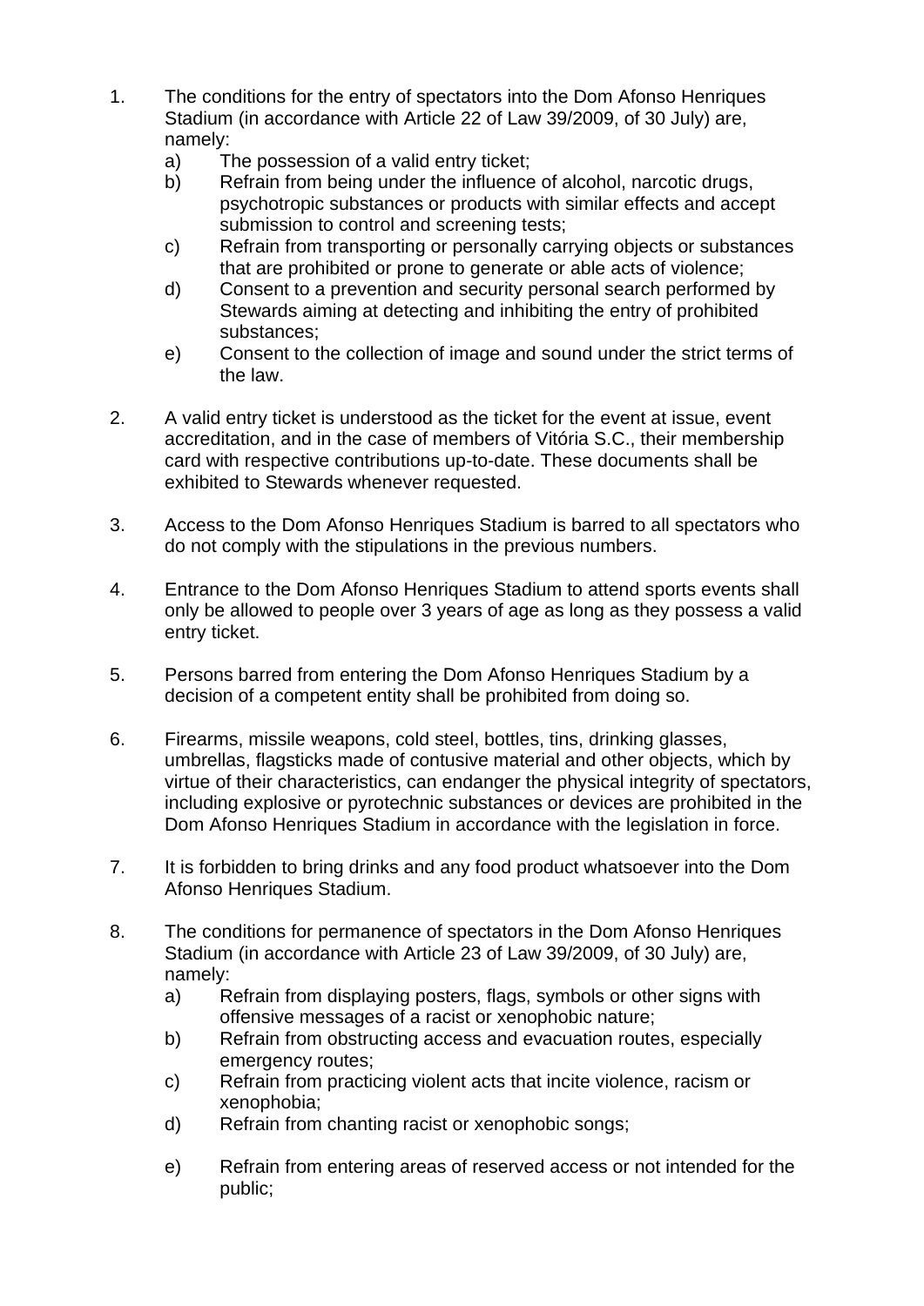1. The conditions for the entry of spectators into the Dom Afonso Henriques Stadium (in accordance with Article 22 of Law 39/2009, of 30 July) are, namely:
   a) The possession of a valid entry ticket;
   b) Refrain from being under the influence of alcohol, narcotic drugs, psychotropic substances or products with similar effects and accept submission to control and screening tests;
   c) Refrain from transporting or personally carrying objects or substances that are prohibited or prone to generate or able acts of violence;
   d) Consent to a prevention and security personal search performed by Stewards aiming at detecting and inhibiting the entry of prohibited substances;
   e) Consent to the collection of image and sound under the strict terms of the law.

2. A valid entry ticket is understood as the ticket for the event at issue, event accreditation, and in the case of members of Vitória S.C., their membership card with respective contributions up-to-date. These documents shall be exhibited to Stewards whenever requested.

3. Access to the Dom Afonso Henriques Stadium is barred to all spectators who do not comply with the stipulations in the previous numbers.

4. Entrance to the Dom Afonso Henriques Stadium to attend sports events shall only be allowed to people over 3 years of age as long as they possess a valid entry ticket.

5. Persons barred from entering the Dom Afonso Henriques Stadium by a decision of a competent entity shall be prohibited from doing so.

6. Firearms, missile weapons, cold steel, bottles, tins, drinking glasses, umbrellas, flagsticks made of contusive material and other objects, which by virtue of their characteristics, can endanger the physical integrity of spectators, including explosive or pyrotechnic substances or devices are prohibited in the Dom Afonso Henriques Stadium in accordance with the legislation in force.

7. It is forbidden to bring drinks and any food product whatsoever into the Dom Afonso Henriques Stadium.

8. The conditions for permanence of spectators in the Dom Afonso Henriques Stadium (in accordance with Article 23 of Law 39/2009, of 30 July) are, namely:
   a) Refrain from displaying posters, flags, symbols or other signs with offensive messages of a racist or xenophobic nature;
   b) Refrain from obstructing access and evacuation routes, especially emergency routes;
   c) Refrain from practicing violent acts that incite violence, racism or xenophobia;
   d) Refrain from chanting racist or xenophobic songs;
   e) Refrain from entering areas of reserved access or not intended for the public;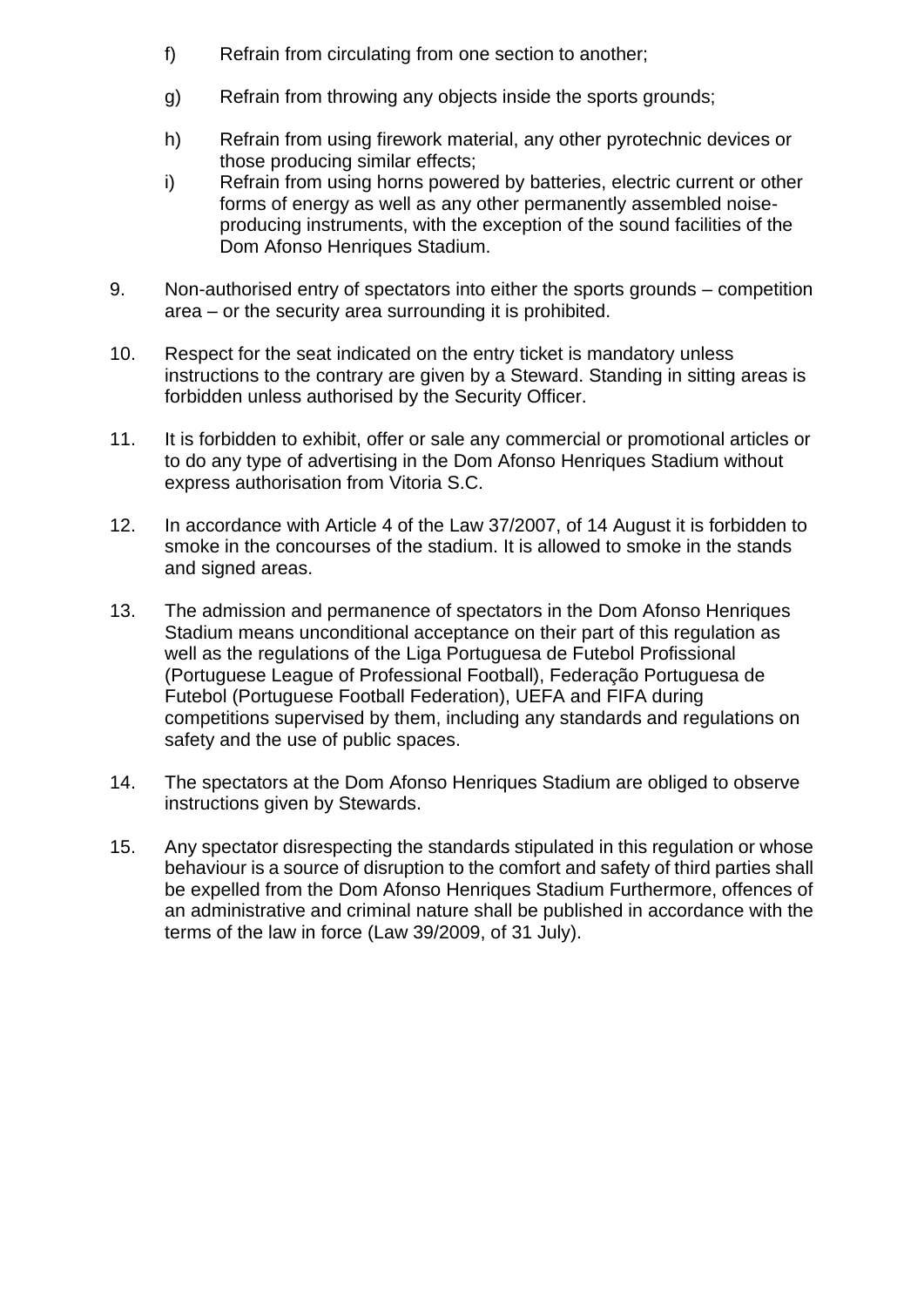f) Refrain from circulating from one section to another;

g) Refrain from throwing any objects inside the sports grounds;

h) Refrain from using firework material, any other pyrotechnic devices or those producing similar effects;

i) Refrain from using horns powered by batteries, electric current or other forms of energy as well as any other permanently assembled noise-producing instruments, with the exception of the sound facilities of the Dom Afonso Henriques Stadium.

9. Non-authorised entry of spectators into either the sports grounds – competition area – or the security area surrounding it is prohibited.

10. Respect for the seat indicated on the entry ticket is mandatory unless instructions to the contrary are given by a Steward. Standing in sitting areas is forbidden unless authorised by the Security Officer.

11. It is forbidden to exhibit, offer or sale any commercial or promotional articles or to do any type of advertising in the Dom Afonso Henriques Stadium without express authorisation from Vitoria S.C.

12. In accordance with Article 4 of the Law 37/2007, of 14 August it is forbidden to smoke in the concourses of the stadium. It is allowed to smoke in the stands and signed areas.

13. The admission and permanence of spectators in the Dom Afonso Henriques Stadium means unconditional acceptance on their part of this regulation as well as the regulations of the Liga Portuguesa de Futebol Profissional (Portuguese League of Professional Football), Federação Portuguesa de Futebol (Portuguese Football Federation), UEFA and FIFA during competitions supervised by them, including any standards and regulations on safety and the use of public spaces.

14. The spectators at the Dom Afonso Henriques Stadium are obliged to observe instructions given by Stewards.

15. Any spectator disrespecting the standards stipulated in this regulation or whose behaviour is a source of disruption to the comfort and safety of third parties shall be expelled from the Dom Afonso Henriques Stadium Furthermore, offences of an administrative and criminal nature shall be published in accordance with the terms of the law in force (Law 39/2009, of 31 July).